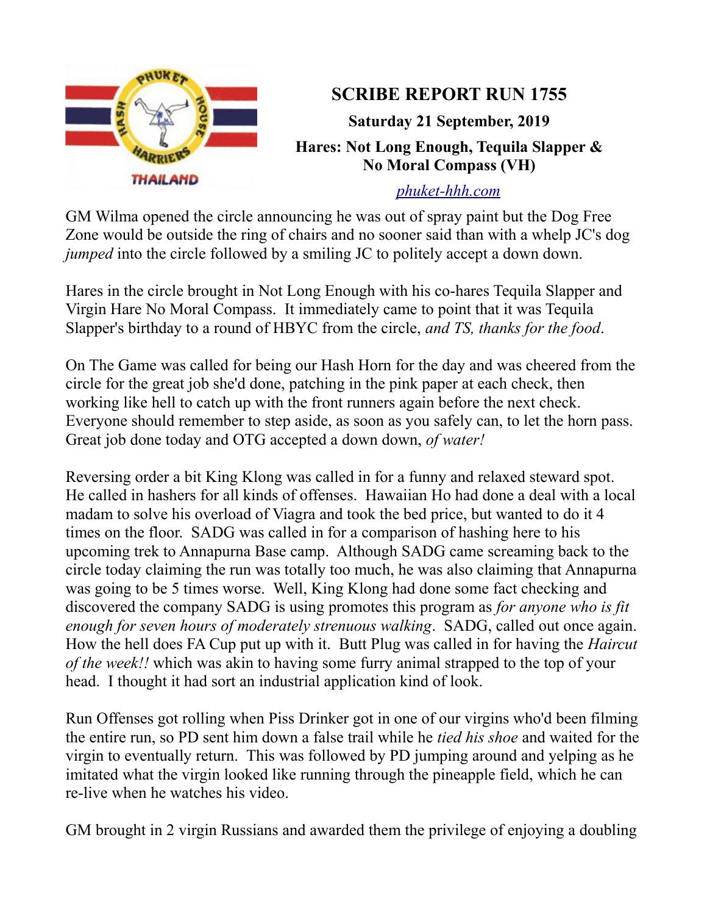# SCRIBE REPORT RUN 1755

**Saturday 21 September, 2019**

**Hares: Not Long Enough, Tequila Slapper & No Moral Compass (VH)**

phuket-hhh.com

GM Wilma opened the circle announcing he was out of spray paint but the Dog Free Zone would be outside the ring of chairs and no sooner said than with a whelp JC's dog *jumped* into the circle followed by a smiling JC to politely accept a down down.

Hares in the circle brought in Not Long Enough with his co-hares Tequila Slapper and Virgin Hare No Moral Compass. It immediately came to point that it was Tequila Slapper's birthday to a round of HBYC from the circle, *and TS, thanks for the food*.

On The Game was called for being our Hash Horn for the day and was cheered from the circle for the great job she'd done, patching in the pink paper at each check, then working like hell to catch up with the front runners again before the next check. Everyone should remember to step aside, as soon as you safely can, to let the horn pass. Great job done today and OTG accepted a down down, *of water!*

Reversing order a bit King Klong was called in for a funny and relaxed steward spot. He called in hashers for all kinds of offenses. Hawaiian Ho had done a deal with a local madam to solve his overload of Viagra and took the bed price, but wanted to do it 4 times on the floor. SADG was called in for a comparison of hashing here to his upcoming trek to Annapurna Base camp. Although SADG came screaming back to the circle today claiming the run was totally too much, he was also claiming that Annapurna was going to be 5 times worse. Well, King Klong had done some fact checking and discovered the company SADG is using promotes this program as *for anyone who is fit enough for seven hours of moderately strenuous walking*. SADG, called out once again. How the hell does FA Cup put up with it. Butt Plug was called in for having the *Haircut of the week!!* which was akin to having some furry animal strapped to the top of your head. I thought it had sort an industrial application kind of look.

Run Offenses got rolling when Piss Drinker got in one of our virgins who'd been filming the entire run, so PD sent him down a false trail while he *tied his shoe* and waited for the virgin to eventually return. This was followed by PD jumping around and yelping as he imitated what the virgin looked like running through the pineapple field, which he can re-live when he watches his video.

GM brought in 2 virgin Russians and awarded them the privilege of enjoying a doubling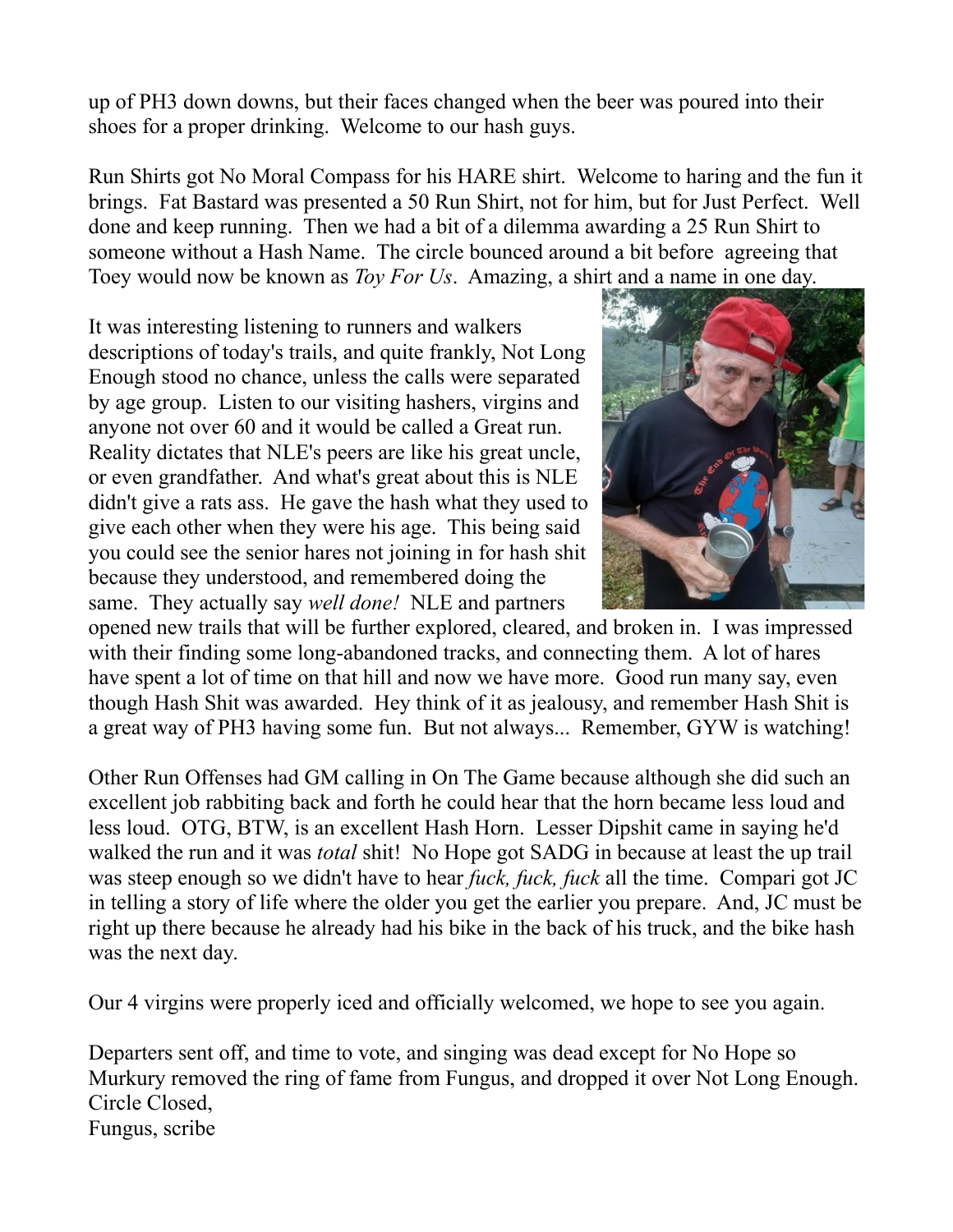up of PH3 down downs, but their faces changed when the beer was poured into their shoes for a proper drinking. Welcome to our hash guys.

Run Shirts got No Moral Compass for his HARE shirt. Welcome to haring and the fun it brings. Fat Bastard was presented a 50 Run Shirt, not for him, but for Just Perfect. Well done and keep running. Then we had a bit of a dilemma awarding a 25 Run Shirt to someone without a Hash Name. The circle bounced around a bit before agreeing that Toey would now be known as *Toy For Us*. Amazing, a shirt and a name in one day.

It was interesting listening to runners and walkers descriptions of today's trails, and quite frankly, Not Long Enough stood no chance, unless the calls were separated by age group. Listen to our visiting hashers, virgins and anyone not over 60 and it would be called a Great run. Reality dictates that NLE's peers are like his great uncle, or even grandfather. And what's great about this is NLE didn't give a rats ass. He gave the hash what they used to give each other when they were his age. This being said you could see the senior hares not joining in for hash shit because they understood, and remembered doing the same. They actually say *well done!* NLE and partners opened new trails that will be further explored, cleared, and broken in. I was impressed with their finding some long-abandoned tracks, and connecting them. A lot of hares have spent a lot of time on that hill and now we have more. Good run many say, even though Hash Shit was awarded. Hey think of it as jealousy, and remember Hash Shit is a great way of PH3 having some fun. But not always... Remember, GYW is watching!

Other Run Offenses had GM calling in On The Game because although she did such an excellent job rabbiting back and forth he could hear that the horn became less loud and less loud. OTG, BTW, is an excellent Hash Horn. Lesser Dipshit came in saying he'd walked the run and it was *total* shit! No Hope got SADG in because at least the up trail was steep enough so we didn't have to hear *fuck, fuck, fuck* all the time. Compari got JC in telling a story of life where the older you get the earlier you prepare. And, JC must be right up there because he already had his bike in the back of his truck, and the bike hash was the next day.

Our 4 virgins were properly iced and officially welcomed, we hope to see you again.

Departers sent off, and time to vote, and singing was dead except for No Hope so Murkury removed the ring of fame from Fungus, and dropped it over Not Long Enough.
Circle Closed,
Fungus, scribe